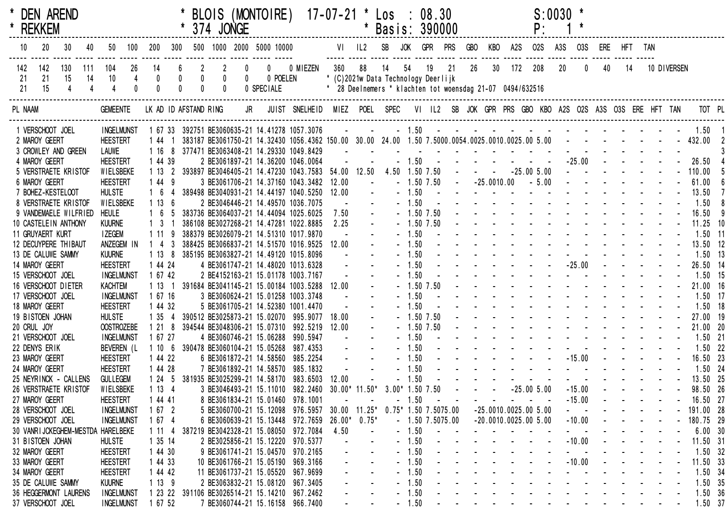```
* DEN AREND                  * BLOIS (MONTOIRE)  17-07-21 * Los  : 08.30        S:0030 *
* REKKEM                     * 374 JONGE                  * Basis: 390000        P:   1 *
```

| 10 | 20 | 30 | 40 | 50 | 100 | 200 | 300 | 500 | 1000 | 2000 | 5000 | 10000 | |
|---|---|---|---|---|---|---|---|---|---|---|---|---|---|
| 142 | 142 | 130 | 111 | 104 | 26 | 14 | 6 | 2 | 2 | 0 | 0 | 0 | MIEZEN |
| 21 | 21 | 15 | 14 | 10 | 4 | 0 | 0 | 0 | 0 | 0 | 0 | | POELEN |
| 21 | 15 | 4 | 4 | 4 | 0 | 0 | 0 | 0 | 0 | 0 | | | SPECIALE |

| VI | IL2 | SB | JOK | GPR | PRS | GBO | KBO | A2S | O2S | A3S | O3S | ERE | HFT | TAN | |
|---|---|---|---|---|---|---|---|---|---|---|---|---|---|---|---|
| 360 | 88 | 14 | 54 | 19 | 21 | 26 | 30 | 172 | 208 | 20 | 0 | 40 | 14 | 10 | DIVERSEN |

* (C)2021w Data Technology Deerlijk
* 28 Deelnemers * klachten tot woensdag 21-07 0494/632516

| PL | NAAM | GEMEENTE | LK | AD | ID | AFSTAND | RING | JR | JUIST | SNELHEID | MIEZ | POEL | SPEC | VI | IL2 | SB | JOK | GPR | PRS | GBO | KBO | A2S | O2S | A3S | O3S | ERE | HFT | TAN | TOT | PL |
|---|---|---|---|---|---|---|---|---|---|---|---|---|---|---|---|---|---|---|---|---|---|---|---|---|---|---|---|---|---|---|
| 1 | VERSCHOOT JOEL | INGELMUNST | 1 | 67 | 33 | 392751 | BE3060635-21 | | 14.41278 | 1057.3076 | - | - | - | 1.50 | - | - | - | - | - | - | - | - | - | - | - | - | - | - | 1.50 | 1 |
| 2 | MAROY GEERT | HEESTERT | 1 | 44 | 1 | 383187 | BE3061750-21 | | 14.32430 | 1056.4362 | 150.00 | 30.00 | 24.00 | 1.50 | 7.50 | 100.00 | 54.00 | 25.00 | 10.00 | 25.00 | 5.00 | - | - | - | - | - | - | - | 432.00 | 2 |
| 3 | CROWLEY AND GREEN | LAUWE | 1 | 16 | 8 | 377471 | BE3063408-21 | | 14.29330 | 1049.8429 | - | - | - | - | - | - | - | - | - | - | - | - | - | - | - | - | - | - | | 3 |
| 4 | MAROY GEERT | HEESTERT | 1 | 44 | 39 | 2 | BE3061897-21 | | 14.36200 | 1046.0064 | - | - | - | 1.50 | - | - | - | - | - | - | - | - | 25.00 | - | - | - | - | - | 26.50 | 4 |
| 5 | VERSTRAETE KRISTOF | WIELSBEKE | 1 | 13 | 2 | 393897 | BE3046405-21 | | 14.47230 | 1043.7583 | 54.00 | 12.50 | 4.50 | 1.50 | 7.50 | - | - | - | - | 25.00 | 5.00 | - | - | - | - | - | - | - | 110.00 | 5 |
| 6 | MAROY GEERT | HEESTERT | 1 | 44 | 9 | 3 | BE3061706-21 | | 14.37160 | 1043.3482 | 12.00 | - | - | 1.50 | 7.50 | - | - | 25.00 | 10.00 | - | 5.00 | - | - | - | - | - | - | - | 61.00 | 6 |
| 7 | BOHEZ-KESTELOOT | HULSTE | 1 | 6 | 4 | 389498 | BE3040931-21 | | 14.44197 | 1040.5250 | 12.00 | - | - | 1.50 | - | - | - | - | - | - | - | - | - | - | - | - | - | - | 13.50 | 7 |
| 8 | VERSTRAETE KRISTOF | WIELSBEKE | 1 | 13 | 6 | 2 | BE3046446-21 | | 14.49570 | 1036.7075 | - | - | - | 1.50 | - | - | - | - | - | - | - | - | - | - | - | - | - | - | 1.50 | 8 |
| 9 | VANDEMAELE WILFRIED | HEULE | 1 | 6 | 5 | 383736 | BE3064037-21 | | 14.44094 | 1025.6025 | 7.50 | - | - | 1.50 | 7.50 | - | - | - | - | - | - | - | - | - | - | - | - | - | 16.50 | 9 |
| 10 | CASTELEIN ANTHONY | KUURNE | 1 | 3 | 1 | 386108 | BE3027268-21 | | 14.47281 | 1022.8885 | 2.25 | - | - | 1.50 | 7.50 | - | - | - | - | - | - | - | - | - | - | - | - | - | 11.25 | 10 |
| 11 | GRUYAERT KURT | IZEGEM | 1 | 11 | 9 | 388379 | BE3026079-21 | | 14.51310 | 1017.9870 | - | - | - | 1.50 | - | - | - | - | - | - | - | - | - | - | - | - | - | - | 1.50 | 11 |
| 12 | DECUYPERE THIBAUT | ANZEGEM IN | 1 | 4 | 3 | 388425 | BE3066837-21 | | 14.51570 | 1016.9525 | 12.00 | - | - | 1.50 | - | - | - | - | - | - | - | - | - | - | - | - | - | - | 13.50 | 12 |
| 13 | DE CALUWE SAMMY | KUURNE | 1 | 13 | 8 | 385195 | BE3063827-21 | | 14.49120 | 1015.8096 | - | - | - | 1.50 | - | - | - | - | - | - | - | - | - | - | - | - | - | - | 1.50 | 13 |
| 14 | MAROY GEERT | HEESTERT | 1 | 44 | 24 | 4 | BE3061747-21 | | 14.48020 | 1013.6328 | - | - | - | 1.50 | - | - | - | - | - | - | - | - | 25.00 | - | - | - | - | - | 26.50 | 14 |
| 15 | VERSCHOOT JOEL | INGELMUNST | 1 | 67 | 42 | 2 | BE4152163-21 | | 15.01178 | 1003.7167 | - | - | - | 1.50 | - | - | - | - | - | - | - | - | - | - | - | - | - | - | 1.50 | 15 |
| 16 | VERSCHOOT DIETER | KACHTEM | 1 | 13 | 1 | 391684 | BE3041145-21 | | 15.00184 | 1003.5288 | 12.00 | - | - | 1.50 | 7.50 | - | - | - | - | - | - | - | - | - | - | - | - | - | 21.00 | 16 |
| 17 | VERSCHOOT JOEL | INGELMUNST | 1 | 67 | 16 | 3 | BE3060624-21 | | 15.01258 | 1003.3748 | - | - | - | 1.50 | - | - | - | - | - | - | - | - | - | - | - | - | - | - | 1.50 | 17 |
| 18 | MAROY GEERT | HEESTERT | 1 | 44 | 32 | 5 | BE3061705-21 | | 14.52380 | 1001.4470 | - | - | - | 1.50 | - | - | - | - | - | - | - | - | - | - | - | - | - | - | 1.50 | 18 |
| 19 | BISTOEN JOHAN | HULSTE | 1 | 35 | 4 | 390512 | BE3025873-21 | | 15.02070 | 995.9077 | 18.00 | - | - | 1.50 | 7.50 | - | - | - | - | - | - | - | - | - | - | - | - | - | 27.00 | 19 |
| 20 | CRUL JOY | OOSTROZEBE | 1 | 21 | 8 | 394544 | BE3048306-21 | | 15.07310 | 992.5219 | 12.00 | - | - | 1.50 | 7.50 | - | - | - | - | - | - | - | - | - | - | - | - | - | 21.00 | 20 |
| 21 | VERSCHOOT JOEL | INGELMUNST | 1 | 67 | 27 | 4 | BE3060746-21 | | 15.06288 | 990.5947 | - | - | - | 1.50 | - | - | - | - | - | - | - | - | - | - | - | - | - | - | 1.50 | 21 |
| 22 | DENYS ERIK | BEVEREN (L | 1 | 10 | 6 | 390478 | BE3060104-21 | | 15.05268 | 987.4353 | - | - | - | 1.50 | - | - | - | - | - | - | - | - | - | - | - | - | - | - | 1.50 | 22 |
| 23 | MAROY GEERT | HEESTERT | 1 | 44 | 22 | 6 | BE3061872-21 | | 14.58560 | 985.2254 | - | - | - | 1.50 | - | - | - | - | - | - | - | - | 15.00 | - | - | - | - | - | 16.50 | 23 |
| 24 | MAROY GEERT | HEESTERT | 1 | 44 | 28 | 7 | BE3061892-21 | | 14.58570 | 985.1832 | - | - | - | 1.50 | - | - | - | - | - | - | - | - | - | - | - | - | - | - | 1.50 | 24 |
| 25 | NEYRINCK - CALLENS | GULLEGEM | 1 | 24 | 5 | 381935 | BE3025299-21 | | 14.58170 | 983.6503 | 12.00 | - | - | 1.50 | - | - | - | - | - | - | - | - | - | - | - | - | - | - | 13.50 | 25 |
| 26 | VERSTRAETE KRISTOF | WIELSBEKE | 1 | 13 | 4 | 3 | BE3046493-21 | | 15.11010 | 982.2460 | 30.00* | 11.50* | 3.00* | 1.50 | 7.50 | - | - | - | - | 25.00 | 5.00 | - | 15.00 | - | - | - | - | - | 98.50 | 26 |
| 27 | MAROY GEERT | HEESTERT | 1 | 44 | 41 | 8 | BE3061834-21 | | 15.01460 | 978.1001 | - | - | - | 1.50 | - | - | - | - | - | - | - | - | 15.00 | - | - | - | - | - | 16.50 | 27 |
| 28 | VERSCHOOT JOEL | INGELMUNST | 1 | 67 | 2 | 5 | BE3060700-21 | | 15.12098 | 976.5957 | 30.00 | 11.25* | 0.75* | 1.50 | 7.50 | 75.00 | - | 25.00 | 10.00 | 25.00 | 5.00 | - | - | - | - | - | - | - | 191.00 | 28 |
| 29 | VERSCHOOT JOEL | INGELMUNST | 1 | 67 | 4 | 6 | BE3060639-21 | | 15.13448 | 972.7659 | 26.00* | 0.75* | - | 1.50 | 7.50 | 75.00 | - | 20.00 | 10.00 | 25.00 | 5.00 | - | 10.00 | - | - | - | - | - | 180.75 | 29 |
| 30 | VANRIJCKEGHEM-MESTDA | HARELBEKE | 1 | 11 | 4 | 387219 | BE3042328-21 | | 15.08050 | 972.7084 | 4.50 | - | - | 1.50 | - | - | - | - | - | - | - | - | - | - | - | - | - | - | 6.00 | 30 |
| 31 | BISTOEN JOHAN | HULSTE | 1 | 35 | 14 | 2 | BE3025856-21 | | 15.12220 | 970.5377 | - | - | - | 1.50 | - | - | - | - | - | - | - | - | 10.00 | - | - | - | - | - | 11.50 | 31 |
| 32 | MAROY GEERT | HEESTERT | 1 | 44 | 30 | 9 | BE3061741-21 | | 15.04570 | 970.2165 | - | - | - | 1.50 | - | - | - | - | - | - | - | - | - | - | - | - | - | - | 1.50 | 32 |
| 33 | MAROY GEERT | HEESTERT | 1 | 44 | 33 | 10 | BE3061766-21 | | 15.05190 | 969.3166 | - | - | - | 1.50 | - | - | - | - | - | - | - | - | 10.00 | - | - | - | - | - | 11.50 | 33 |
| 34 | MAROY GEERT | HEESTERT | 1 | 44 | 42 | 11 | BE3061737-21 | | 15.05520 | 967.9699 | - | - | - | 1.50 | - | - | - | - | - | - | - | - | - | - | - | - | - | - | 1.50 | 34 |
| 35 | DE CALUWE SAMMY | KUURNE | 1 | 13 | 9 | 2 | BE3063832-21 | | 15.08120 | 967.3405 | - | - | - | 1.50 | - | - | - | - | - | - | - | - | - | - | - | - | - | - | 1.50 | 35 |
| 36 | HEGGERMONT LAURENS | INGELMUNST | 1 | 23 | 22 | 391106 | BE3026514-21 | | 15.14210 | 967.2462 | - | - | - | 1.50 | - | - | - | - | - | - | - | - | - | - | - | - | - | - | 1.50 | 36 |
| 37 | VERSCHOOT JOEL | INGELMUNST | 1 | 67 | 52 | 7 | BE3060744-21 | | 15.16158 | 966.7400 | - | - | - | 1.50 | - | - | - | - | - | - | - | - | - | - | - | - | - | - | 1.50 | 37 |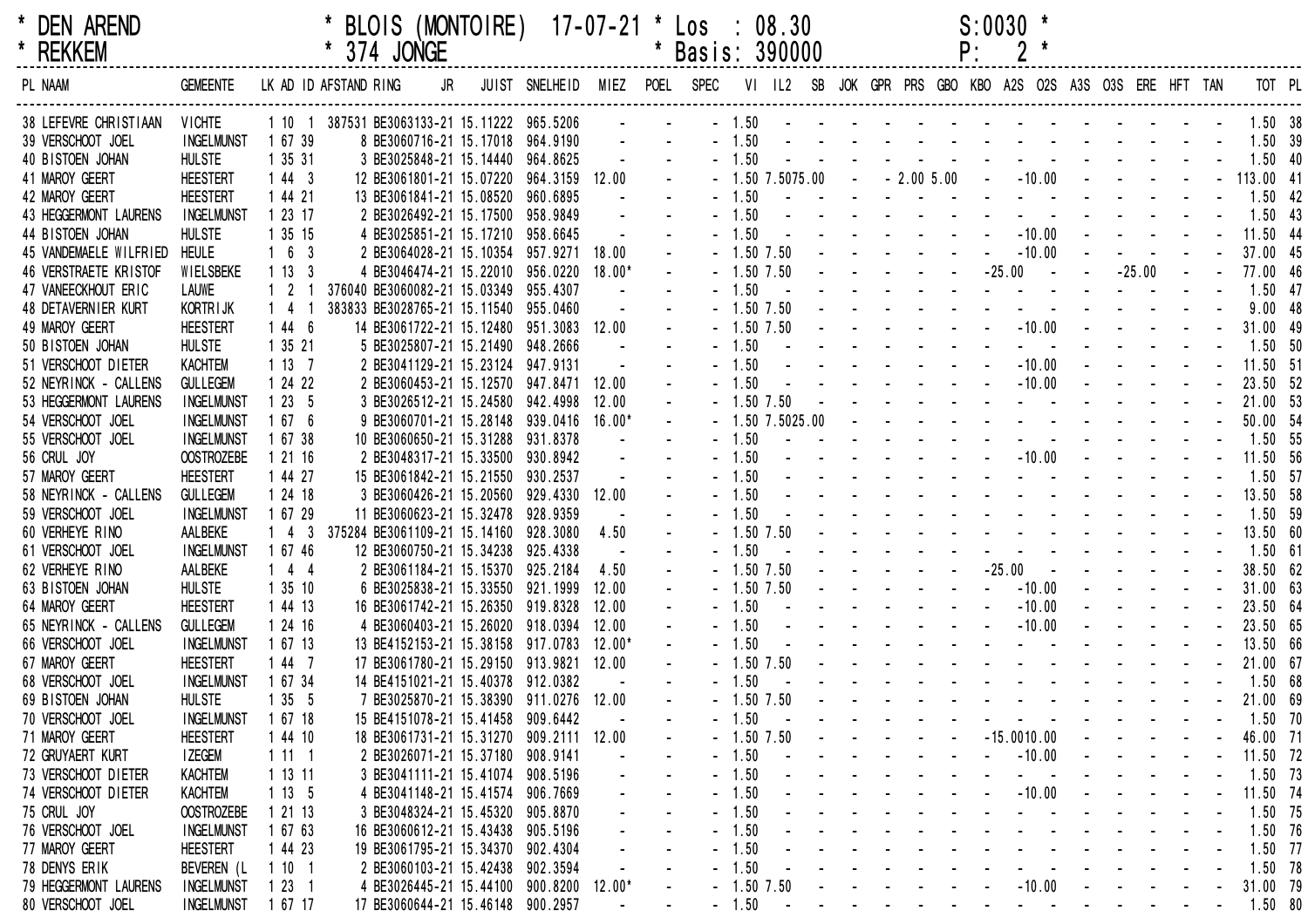* DEN AREND * BLOIS (MONTOIRE) 17-07-21 * Los : 08.30 S:0030 *
* REKKEM * 374 JONGE * Basis: 390000 P: 2 *

| PL | NAAM | GEMEENTE | LK | AD | ID | AFSTAND | RING | JR | JUIST | SNELHEID | MIEZ | POEL | SPEC | VI | IL2 | SB | JOK | GPR | PRS | GBO | KBO | A2S | O2S | A3S | O3S | ERE | HFT | TAN | TOT | PL |
|---|---|---|---|---|---|---|---|---|---|---|---|---|---|---|---|---|---|---|---|---|---|---|---|---|---|---|---|---|---|---|
| 38 | LEFEVRE CHRISTIAAN | VICHTE | 1 | 10 | 1 | 387531 | BE3063133 | 21 | 15.11222 | 965.5206 | - | - | - | 1.50 | - | - | - | - | - | - | - | - | - | - | - | - | - | - | 1.50 | 38 |
| 39 | VERSCHOOT JOEL | INGELMUNST | 1 | 67 | 39 | 8 | BE3060716 | 21 | 15.17018 | 964.9190 | - | - | - | 1.50 | - | - | - | - | - | - | - | - | - | - | - | - | - | - | 1.50 | 39 |
| 40 | BISTOEN JOHAN | HULSTE | 1 | 35 | 31 | 3 | BE3025848 | 21 | 15.14440 | 964.8625 | - | - | - | 1.50 | - | - | - | - | - | - | - | - | - | - | - | - | - | - | 1.50 | 40 |
| 41 | MAROY GEERT | HEESTERT | 1 | 44 | 3 | 12 | BE3061801 | 21 | 15.07220 | 964.3159 | 12.00 | - | - | 1.50 | 7.50 | 75.00 | - | - | 2.00 | 5.00 | - | - | - | 10.00 | - | - | - | - | 113.00 | 41 |
| 42 | MAROY GEERT | HEESTERT | 1 | 44 | 21 | 13 | BE3061841 | 21 | 15.08520 | 960.6895 | - | - | - | 1.50 | - | - | - | - | - | - | - | - | - | - | - | - | - | - | 1.50 | 42 |
| 43 | HEGGERMONT LAURENS | INGELMUNST | 1 | 23 | 17 | 2 | BE3026492 | 21 | 15.17500 | 958.9849 | - | - | - | 1.50 | - | - | - | - | - | - | - | - | - | - | - | - | - | - | 1.50 | 43 |
| 44 | BISTOEN JOHAN | HULSTE | 1 | 35 | 15 | 4 | BE3025851 | 21 | 15.17210 | 958.6645 | - | - | - | 1.50 | - | - | - | - | - | - | - | - | - | 10.00 | - | - | - | - | 11.50 | 44 |
| 45 | VANDEMAELE WILFRIED | HEULE | 1 | 6 | 3 | 2 | BE3064028 | 21 | 15.10354 | 957.9271 | 18.00 | - | - | 1.50 | 7.50 | - | - | - | - | - | - | - | - | 10.00 | - | - | - | - | 37.00 | 45 |
| 46 | VERSTRAETE KRISTOF | WIELSBEKE | 1 | 13 | 3 | 4 | BE3046474 | 21 | 15.22010 | 956.0220 | 18.00* | - | - | 1.50 | 7.50 | - | - | - | - | - | - | - | 25.00 | - | - | - | 25.00 | - | 77.00 | 46 |
| 47 | VANEECKHOUT ERIC | LAUWE | 1 | 2 | 1 | 376040 | BE3060082 | 21 | 15.03349 | 955.4307 | - | - | - | 1.50 | - | - | - | - | - | - | - | - | - | - | - | - | - | - | 1.50 | 47 |
| 48 | DETAVERNIER KURT | KORTRIJK | 1 | 4 | 1 | 383833 | BE3028765 | 21 | 15.11540 | 955.0460 | - | - | - | 1.50 | 7.50 | - | - | - | - | - | - | - | - | - | - | - | - | - | 9.00 | 48 |
| 49 | MAROY GEERT | HEESTERT | 1 | 44 | 6 | 14 | BE3061722 | 21 | 15.12480 | 951.3083 | 12.00 | - | - | 1.50 | 7.50 | - | - | - | - | - | - | - | - | 10.00 | - | - | - | - | 31.00 | 49 |
| 50 | BISTOEN JOHAN | HULSTE | 1 | 35 | 21 | 5 | BE3025807 | 21 | 15.21490 | 948.2666 | - | - | - | 1.50 | - | - | - | - | - | - | - | - | - | - | - | - | - | - | 1.50 | 50 |
| 51 | VERSCHOOT DIETER | KACHTEM | 1 | 13 | 7 | 2 | BE3041129 | 21 | 15.23124 | 947.9131 | - | - | - | 1.50 | - | - | - | - | - | - | - | - | - | 10.00 | - | - | - | - | 11.50 | 51 |
| 52 | NEYRINCK - CALLENS | GULLEGEM | 1 | 24 | 22 | 2 | BE3060453 | 21 | 15.12570 | 947.8471 | 12.00 | - | - | 1.50 | - | - | - | - | - | - | - | - | - | 10.00 | - | - | - | - | 23.50 | 52 |
| 53 | HEGGERMONT LAURENS | INGELMUNST | 1 | 23 | 5 | 3 | BE3026512 | 21 | 15.24580 | 942.4998 | 12.00 | - | - | 1.50 | 7.50 | - | - | - | - | - | - | - | - | - | - | - | - | - | 21.00 | 53 |
| 54 | VERSCHOOT JOEL | INGELMUNST | 1 | 67 | 6 | 9 | BE3060701 | 21 | 15.28148 | 939.0416 | 16.00* | - | - | 1.50 | 7.50 | 25.00 | - | - | - | - | - | - | - | - | - | - | - | - | 50.00 | 54 |
| 55 | VERSCHOOT JOEL | INGELMUNST | 1 | 67 | 38 | 10 | BE3060650 | 21 | 15.31288 | 931.8378 | - | - | - | 1.50 | - | - | - | - | - | - | - | - | - | - | - | - | - | - | 1.50 | 55 |
| 56 | CRUL JOY | OOSTROZEBE | 1 | 21 | 16 | 2 | BE3048317 | 21 | 15.33500 | 930.8942 | - | - | - | 1.50 | - | - | - | - | - | - | - | - | - | 10.00 | - | - | - | - | 11.50 | 56 |
| 57 | MAROY GEERT | HEESTERT | 1 | 44 | 27 | 15 | BE3061842 | 21 | 15.21550 | 930.2537 | - | - | - | 1.50 | - | - | - | - | - | - | - | - | - | - | - | - | - | - | 1.50 | 57 |
| 58 | NEYRINCK - CALLENS | GULLEGEM | 1 | 24 | 18 | 3 | BE3060426 | 21 | 15.20560 | 929.4330 | 12.00 | - | - | 1.50 | - | - | - | - | - | - | - | - | - | - | - | - | - | - | 13.50 | 58 |
| 59 | VERSCHOOT JOEL | INGELMUNST | 1 | 67 | 29 | 11 | BE3060623 | 21 | 15.32478 | 928.9359 | - | - | - | 1.50 | - | - | - | - | - | - | - | - | - | - | - | - | - | - | 1.50 | 59 |
| 60 | VERHEYE RINO | AALBEKE | 1 | 4 | 3 | 375284 | BE3061109 | 21 | 15.14160 | 928.3080 | 4.50 | - | - | 1.50 | 7.50 | - | - | - | - | - | - | - | - | - | - | - | - | - | 13.50 | 60 |
| 61 | VERSCHOOT JOEL | INGELMUNST | 1 | 67 | 46 | 12 | BE3060750 | 21 | 15.34238 | 925.4338 | - | - | - | 1.50 | - | - | - | - | - | - | - | - | - | - | - | - | - | - | 1.50 | 61 |
| 62 | VERHEYE RINO | AALBEKE | 1 | 4 | 4 | 2 | BE3061184 | 21 | 15.15370 | 925.2184 | 4.50 | - | - | 1.50 | 7.50 | - | - | - | - | - | - | - | 25.00 | - | - | - | - | - | 38.50 | 62 |
| 63 | BISTOEN JOHAN | HULSTE | 1 | 35 | 10 | 6 | BE3025838 | 21 | 15.33550 | 921.1999 | 12.00 | - | - | 1.50 | 7.50 | - | - | - | - | - | - | - | - | 10.00 | - | - | - | - | 31.00 | 63 |
| 64 | MAROY GEERT | HEESTERT | 1 | 44 | 13 | 16 | BE3061742 | 21 | 15.26350 | 919.8328 | 12.00 | - | - | 1.50 | - | - | - | - | - | - | - | - | - | 10.00 | - | - | - | - | 23.50 | 64 |
| 65 | NEYRINCK - CALLENS | GULLEGEM | 1 | 24 | 16 | 4 | BE3060403 | 21 | 15.26020 | 918.0394 | 12.00 | - | - | 1.50 | - | - | - | - | - | - | - | - | - | 10.00 | - | - | - | - | 23.50 | 65 |
| 66 | VERSCHOOT JOEL | INGELMUNST | 1 | 67 | 13 | 13 | BE4152153 | 21 | 15.38158 | 917.0783 | 12.00* | - | - | 1.50 | - | - | - | - | - | - | - | - | - | - | - | - | - | - | 13.50 | 66 |
| 67 | MAROY GEERT | HEESTERT | 1 | 44 | 7 | 17 | BE3061780 | 21 | 15.29150 | 913.9821 | 12.00 | - | - | 1.50 | 7.50 | - | - | - | - | - | - | - | - | - | - | - | - | - | 21.00 | 67 |
| 68 | VERSCHOOT JOEL | INGELMUNST | 1 | 67 | 34 | 14 | BE4151021 | 21 | 15.40378 | 912.0382 | - | - | - | 1.50 | - | - | - | - | - | - | - | - | - | - | - | - | - | - | 1.50 | 68 |
| 69 | BISTOEN JOHAN | HULSTE | 1 | 35 | 5 | 7 | BE3025870 | 21 | 15.38390 | 911.0276 | 12.00 | - | - | 1.50 | 7.50 | - | - | - | - | - | - | - | - | - | - | - | - | - | 21.00 | 69 |
| 70 | VERSCHOOT JOEL | INGELMUNST | 1 | 67 | 18 | 15 | BE4151078 | 21 | 15.41458 | 909.6442 | - | - | - | 1.50 | - | - | - | - | - | - | - | - | - | - | - | - | - | - | 1.50 | 70 |
| 71 | MAROY GEERT | HEESTERT | 1 | 44 | 10 | 18 | BE3061731 | 21 | 15.31270 | 909.2111 | 12.00 | - | - | 1.50 | 7.50 | - | - | - | - | - | - | - | 15.00 | 10.00 | - | - | - | - | 46.00 | 71 |
| 72 | GRUYAERT KURT | IZEGEM | 1 | 11 | 1 | 2 | BE3026071 | 21 | 15.37180 | 908.9141 | - | - | - | 1.50 | - | - | - | - | - | - | - | - | - | 10.00 | - | - | - | - | 11.50 | 72 |
| 73 | VERSCHOOT DIETER | KACHTEM | 1 | 13 | 11 | 3 | BE3041111 | 21 | 15.41074 | 908.5196 | - | - | - | 1.50 | - | - | - | - | - | - | - | - | - | - | - | - | - | - | 1.50 | 73 |
| 74 | VERSCHOOT DIETER | KACHTEM | 1 | 13 | 5 | 4 | BE3041148 | 21 | 15.41574 | 906.7669 | - | - | - | 1.50 | - | - | - | - | - | - | - | - | - | 10.00 | - | - | - | - | 11.50 | 74 |
| 75 | CRUL JOY | OOSTROZEBE | 1 | 21 | 13 | 3 | BE3048324 | 21 | 15.45320 | 905.8870 | - | - | - | 1.50 | - | - | - | - | - | - | - | - | - | - | - | - | - | - | 1.50 | 75 |
| 76 | VERSCHOOT JOEL | INGELMUNST | 1 | 67 | 63 | 16 | BE3060612 | 21 | 15.43438 | 905.5196 | - | - | - | 1.50 | - | - | - | - | - | - | - | - | - | - | - | - | - | - | 1.50 | 76 |
| 77 | MAROY GEERT | HEESTERT | 1 | 44 | 23 | 19 | BE3061795 | 21 | 15.34370 | 902.4304 | - | - | - | 1.50 | - | - | - | - | - | - | - | - | - | - | - | - | - | - | 1.50 | 77 |
| 78 | DENYS ERIK | BEVEREN (L | 1 | 10 | 1 | 2 | BE3060103 | 21 | 15.42438 | 902.3594 | - | - | - | 1.50 | - | - | - | - | - | - | - | - | - | - | - | - | - | - | 1.50 | 78 |
| 79 | HEGGERMONT LAURENS | INGELMUNST | 1 | 23 | 1 | 4 | BE3026445 | 21 | 15.44100 | 900.8200 | 12.00* | - | - | 1.50 | 7.50 | - | - | - | - | - | - | - | - | 10.00 | - | - | - | - | 31.00 | 79 |
| 80 | VERSCHOOT JOEL | INGELMUNST | 1 | 67 | 17 | 17 | BE3060644 | 21 | 15.46148 | 900.2957 | - | - | - | 1.50 | - | - | - | - | - | - | - | - | - | - | - | - | - | - | 1.50 | 80 |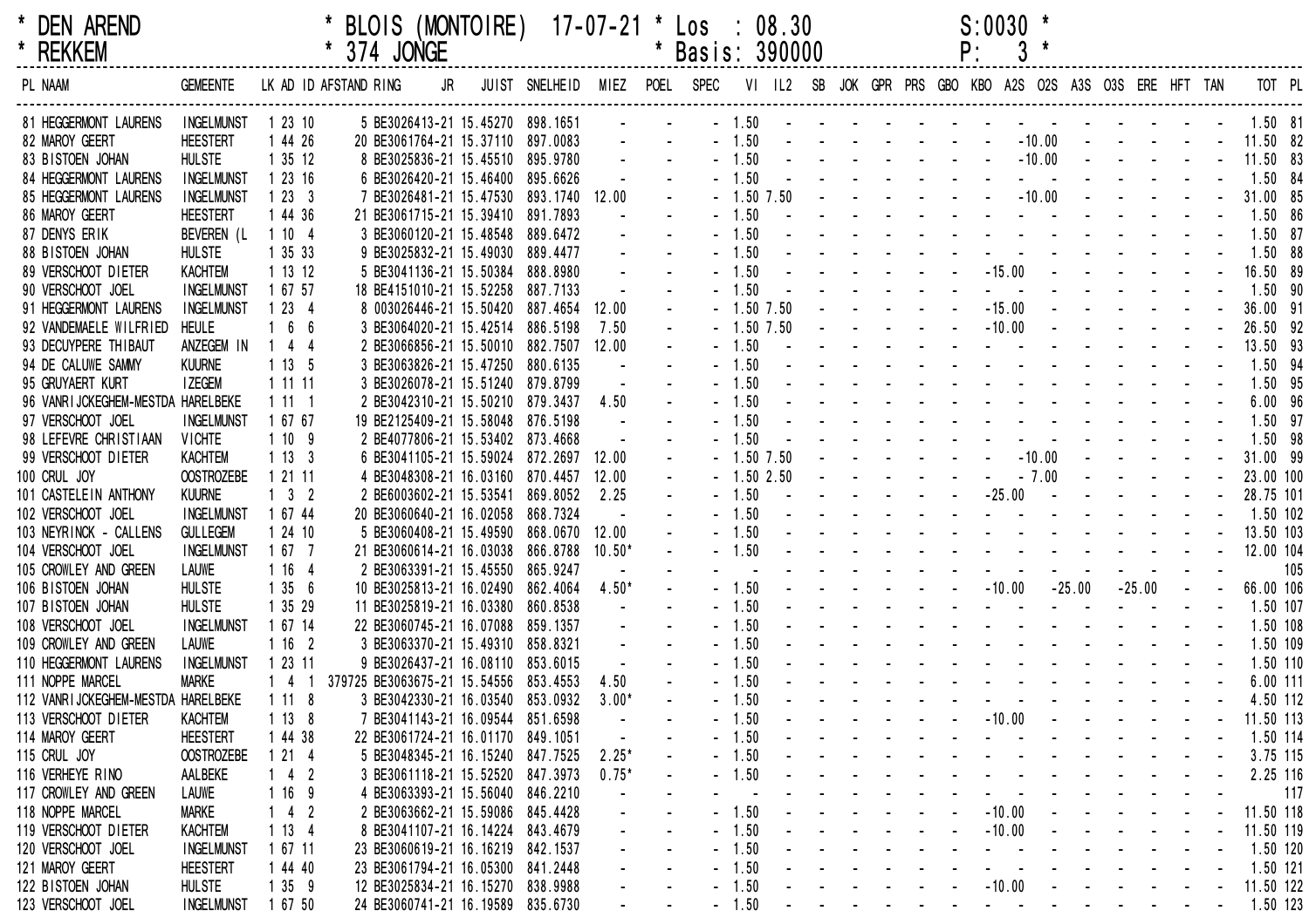* DEN AREND * BLOIS (MONTOIRE) 17-07-21 * Los : 08.30 S:0030 *
* REKKEM * 374 JONGE * Basis: 390000 P: 3 *

| PL | NAAM | GEMEENTE | LK | AD | ID | AFSTAND | RING JR | JUIST | SNELHEID | MIEZ | POEL | SPEC | VI | IL2 | SB | JOK | GPR | PRS | GBO | KBO | A2S | O2S | A3S | O3S | ERE | HFT | TAN | TOT | PL |
|---|---|---|---|---|---|---|---|---|---|---|---|---|---|---|---|---|---|---|---|---|---|---|---|---|---|---|---|---|---|
| 81 | HEGGERMONT LAURENS | INGELMUNST | 1 | 23 | 10 | | 5 BE3026413-21 | 15.45270 | 898.1651 | - | - | - | 1.50 | - | - | - | - | - | - | - | - | - | - | - | - | - | - | 1.50 | 81 |
| 82 | MAROY GEERT | HEESTERT | 1 | 44 | 26 | | 20 BE3061764-21 | 15.37110 | 897.0083 | - | - | - | 1.50 | - | - | - | - | - | - | - | - | -10.00 | - | - | - | - | - | 11.50 | 82 |
| 83 | BISTOEN JOHAN | HULSTE | 1 | 35 | 12 | | 8 BE3025836-21 | 15.45510 | 895.9780 | - | - | - | 1.50 | - | - | - | - | - | - | - | - | -10.00 | - | - | - | - | - | 11.50 | 83 |
| 84 | HEGGERMONT LAURENS | INGELMUNST | 1 | 23 | 16 | | 6 BE3026420-21 | 15.46400 | 895.6626 | - | - | - | 1.50 | - | - | - | - | - | - | - | - | - | - | - | - | - | - | 1.50 | 84 |
| 85 | HEGGERMONT LAURENS | INGELMUNST | 1 | 23 | 3 | | 7 BE3026481-21 | 15.47530 | 893.1740 | 12.00 | - | - | 1.50 | 7.50 | - | - | - | - | - | - | - | -10.00 | - | - | - | - | - | 31.00 | 85 |
| 86 | MAROY GEERT | HEESTERT | 1 | 44 | 36 | | 21 BE3061715-21 | 15.39410 | 891.7893 | - | - | - | 1.50 | - | - | - | - | - | - | - | - | - | - | - | - | - | - | 1.50 | 86 |
| 87 | DENYS ERIK | BEVEREN (L | 1 | 10 | 4 | | 3 BE3060120-21 | 15.48548 | 889.6472 | - | - | - | 1.50 | - | - | - | - | - | - | - | - | - | - | - | - | - | - | 1.50 | 87 |
| 88 | BISTOEN JOHAN | HULSTE | 1 | 35 | 33 | | 9 BE3025832-21 | 15.49030 | 889.4477 | - | - | - | 1.50 | - | - | - | - | - | - | - | - | - | - | - | - | - | - | 1.50 | 88 |
| 89 | VERSCHOOT DIETER | KACHTEM | 1 | 13 | 12 | | 5 BE3041136-21 | 15.50384 | 888.8980 | - | - | - | 1.50 | - | - | - | - | - | - | - | -15.00 | - | - | - | - | - | - | 16.50 | 89 |
| 90 | VERSCHOOT JOEL | INGELMUNST | 1 | 67 | 57 | | 18 BE4151010-21 | 15.52258 | 887.7133 | - | - | - | 1.50 | - | - | - | - | - | - | - | - | - | - | - | - | - | - | 1.50 | 90 |
| 91 | HEGGERMONT LAURENS | INGELMUNST | 1 | 23 | 4 | | 8 003026446-21 | 15.50420 | 887.4654 | 12.00 | - | - | 1.50 | 7.50 | - | - | - | - | - | - | -15.00 | - | - | - | - | - | - | 36.00 | 91 |
| 92 | VANDEMAELE WILFRIED | HEULE | 1 | 6 | 6 | | 3 BE3064020-21 | 15.42514 | 886.5198 | 7.50 | - | - | 1.50 | 7.50 | - | - | - | - | - | - | -10.00 | - | - | - | - | - | - | 26.50 | 92 |
| 93 | DECUYPERE THIBAUT | ANZEGEM IN | 1 | 4 | 4 | | 2 BE3066856-21 | 15.50010 | 882.7507 | 12.00 | - | - | 1.50 | - | - | - | - | - | - | - | - | - | - | - | - | - | - | 13.50 | 93 |
| 94 | DE CALUWE SAMMY | KUURNE | 1 | 13 | 5 | | 3 BE3063826-21 | 15.47250 | 880.6135 | - | - | - | 1.50 | - | - | - | - | - | - | - | - | - | - | - | - | - | - | 1.50 | 94 |
| 95 | GRUYAERT KURT | IZEGEM | 1 | 11 | 11 | | 3 BE3026078-21 | 15.51240 | 879.8799 | - | - | - | 1.50 | - | - | - | - | - | - | - | - | - | - | - | - | - | - | 1.50 | 95 |
| 96 | VANRIJCKEGHEM-MESTDA | HARELBEKE | 1 | 11 | 1 | | 2 BE3042310-21 | 15.50210 | 879.3437 | 4.50 | - | - | 1.50 | - | - | - | - | - | - | - | - | - | - | - | - | - | - | 6.00 | 96 |
| 97 | VERSCHOOT JOEL | INGELMUNST | 1 | 67 | 67 | | 19 BE2125409-21 | 15.58048 | 876.5198 | - | - | - | 1.50 | - | - | - | - | - | - | - | - | - | - | - | - | - | - | 1.50 | 97 |
| 98 | LEFEVRE CHRISTIAAN | VICHTE | 1 | 10 | 9 | | 2 BE4077806-21 | 15.53402 | 873.4668 | - | - | - | 1.50 | - | - | - | - | - | - | - | - | - | - | - | - | - | - | 1.50 | 98 |
| 99 | VERSCHOOT DIETER | KACHTEM | 1 | 13 | 3 | | 6 BE3041105-21 | 15.59024 | 872.2697 | 12.00 | - | - | 1.50 | 7.50 | - | - | - | - | - | - | - | -10.00 | - | - | - | - | - | 31.00 | 99 |
| 100 | CRUL JOY | OOSTROZEBE | 1 | 21 | 11 | | 4 BE3048308-21 | 16.03160 | 870.4457 | 12.00 | - | - | 1.50 | 2.50 | - | - | - | - | - | - | - | - 7.00 | - | - | - | - | - | 23.00 | 100 |
| 101 | CASTELEIN ANTHONY | KUURNE | 1 | 3 | 2 | | 2 BE6003602-21 | 15.53541 | 869.8052 | 2.25 | - | - | 1.50 | - | - | - | - | - | - | - | -25.00 | - | - | - | - | - | - | 28.75 | 101 |
| 102 | VERSCHOOT JOEL | INGELMUNST | 1 | 67 | 44 | | 20 BE3060640-21 | 16.02058 | 868.7324 | - | - | - | 1.50 | - | - | - | - | - | - | - | - | - | - | - | - | - | - | 1.50 | 102 |
| 103 | NEYRINCK - CALLENS | GULLEGEM | 1 | 24 | 10 | | 5 BE3060408-21 | 15.49590 | 868.0670 | 12.00 | - | - | 1.50 | - | - | - | - | - | - | - | - | - | - | - | - | - | - | 13.50 | 103 |
| 104 | VERSCHOOT JOEL | INGELMUNST | 1 | 67 | 7 | | 21 BE3060614-21 | 16.03038 | 866.8788 | 10.50* | - | - | 1.50 | - | - | - | - | - | - | - | - | - | - | - | - | - | - | 12.00 | 104 |
| 105 | CROWLEY AND GREEN | LAUWE | 1 | 16 | 4 | | 2 BE3063391-21 | 15.45550 | 865.9247 | - | - | - | - | - | - | - | - | - | - | - | - | - | - | - | - | - | - | | 105 |
| 106 | BISTOEN JOHAN | HULSTE | 1 | 35 | 6 | | 10 BE3025813-21 | 16.02490 | 862.4064 | 4.50* | - | - | 1.50 | - | - | - | - | - | - | - | -10.00 | | -25.00 | | -25.00 | - | - | 66.00 | 106 |
| 107 | BISTOEN JOHAN | HULSTE | 1 | 35 | 29 | | 11 BE3025819-21 | 16.03380 | 860.8538 | - | - | - | 1.50 | - | - | - | - | - | - | - | - | - | - | - | - | - | - | 1.50 | 107 |
| 108 | VERSCHOOT JOEL | INGELMUNST | 1 | 67 | 14 | | 22 BE3060745-21 | 16.07088 | 859.1357 | - | - | - | 1.50 | - | - | - | - | - | - | - | - | - | - | - | - | - | - | 1.50 | 108 |
| 109 | CROWLEY AND GREEN | LAUWE | 1 | 16 | 2 | | 3 BE3063370-21 | 15.49310 | 858.8321 | - | - | - | 1.50 | - | - | - | - | - | - | - | - | - | - | - | - | - | - | 1.50 | 109 |
| 110 | HEGGERMONT LAURENS | INGELMUNST | 1 | 23 | 11 | | 9 BE3026437-21 | 16.08110 | 853.6015 | - | - | - | 1.50 | - | - | - | - | - | - | - | - | - | - | - | - | - | - | 1.50 | 110 |
| 111 | NOPPE MARCEL | MARKE | 1 | 4 | 1 | 379725 | BE3063675-21 | 15.54556 | 853.4553 | 4.50 | - | - | 1.50 | - | - | - | - | - | - | - | - | - | - | - | - | - | - | 6.00 | 111 |
| 112 | VANRIJCKEGHEM-MESTDA | HARELBEKE | 1 | 11 | 8 | | 3 BE3042330-21 | 16.03540 | 853.0932 | 3.00* | - | - | 1.50 | - | - | - | - | - | - | - | - | - | - | - | - | - | - | 4.50 | 112 |
| 113 | VERSCHOOT DIETER | KACHTEM | 1 | 13 | 8 | | 7 BE3041143-21 | 16.09544 | 851.6598 | - | - | - | 1.50 | - | - | - | - | - | - | - | -10.00 | - | - | - | - | - | - | 11.50 | 113 |
| 114 | MAROY GEERT | HEESTERT | 1 | 44 | 38 | | 22 BE3061724-21 | 16.01170 | 849.1051 | - | - | - | 1.50 | - | - | - | - | - | - | - | - | - | - | - | - | - | - | 1.50 | 114 |
| 115 | CRUL JOY | OOSTROZEBE | 1 | 21 | 4 | | 5 BE3048345-21 | 16.15240 | 847.7525 | 2.25* | - | - | 1.50 | - | - | - | - | - | - | - | - | - | - | - | - | - | - | 3.75 | 115 |
| 116 | VERHEYE RINO | AALBEKE | 1 | 4 | 2 | | 3 BE3061118-21 | 15.52520 | 847.3973 | 0.75* | - | - | 1.50 | - | - | - | - | - | - | - | - | - | - | - | - | - | - | 2.25 | 116 |
| 117 | CROWLEY AND GREEN | LAUWE | 1 | 16 | 9 | | 4 BE3063393-21 | 15.56040 | 846.2210 | - | - | - | - | - | - | - | - | - | - | - | - | - | - | - | - | - | - | | 117 |
| 118 | NOPPE MARCEL | MARKE | 1 | 4 | 2 | | 2 BE3063662-21 | 15.59086 | 845.4428 | - | - | - | 1.50 | - | - | - | - | - | - | - | -10.00 | - | - | - | - | - | - | 11.50 | 118 |
| 119 | VERSCHOOT DIETER | KACHTEM | 1 | 13 | 4 | | 8 BE3041107-21 | 16.14224 | 843.4679 | - | - | - | 1.50 | - | - | - | - | - | - | - | -10.00 | - | - | - | - | - | - | 11.50 | 119 |
| 120 | VERSCHOOT JOEL | INGELMUNST | 1 | 67 | 11 | | 23 BE3060619-21 | 16.16219 | 842.1537 | - | - | - | 1.50 | - | - | - | - | - | - | - | - | - | - | - | - | - | - | 1.50 | 120 |
| 121 | MAROY GEERT | HEESTERT | 1 | 44 | 40 | | 23 BE3061794-21 | 16.05300 | 841.2448 | - | - | - | 1.50 | - | - | - | - | - | - | - | - | - | - | - | - | - | - | 1.50 | 121 |
| 122 | BISTOEN JOHAN | HULSTE | 1 | 35 | 9 | | 12 BE3025834-21 | 16.15270 | 838.9988 | - | - | - | 1.50 | - | - | - | - | - | - | - | -10.00 | - | - | - | - | - | - | 11.50 | 122 |
| 123 | VERSCHOOT JOEL | INGELMUNST | 1 | 67 | 50 | | 24 BE3060741-21 | 16.19589 | 835.6730 | - | - | - | 1.50 | - | - | - | - | - | - | - | - | - | - | - | - | - | - | 1.50 | 123 |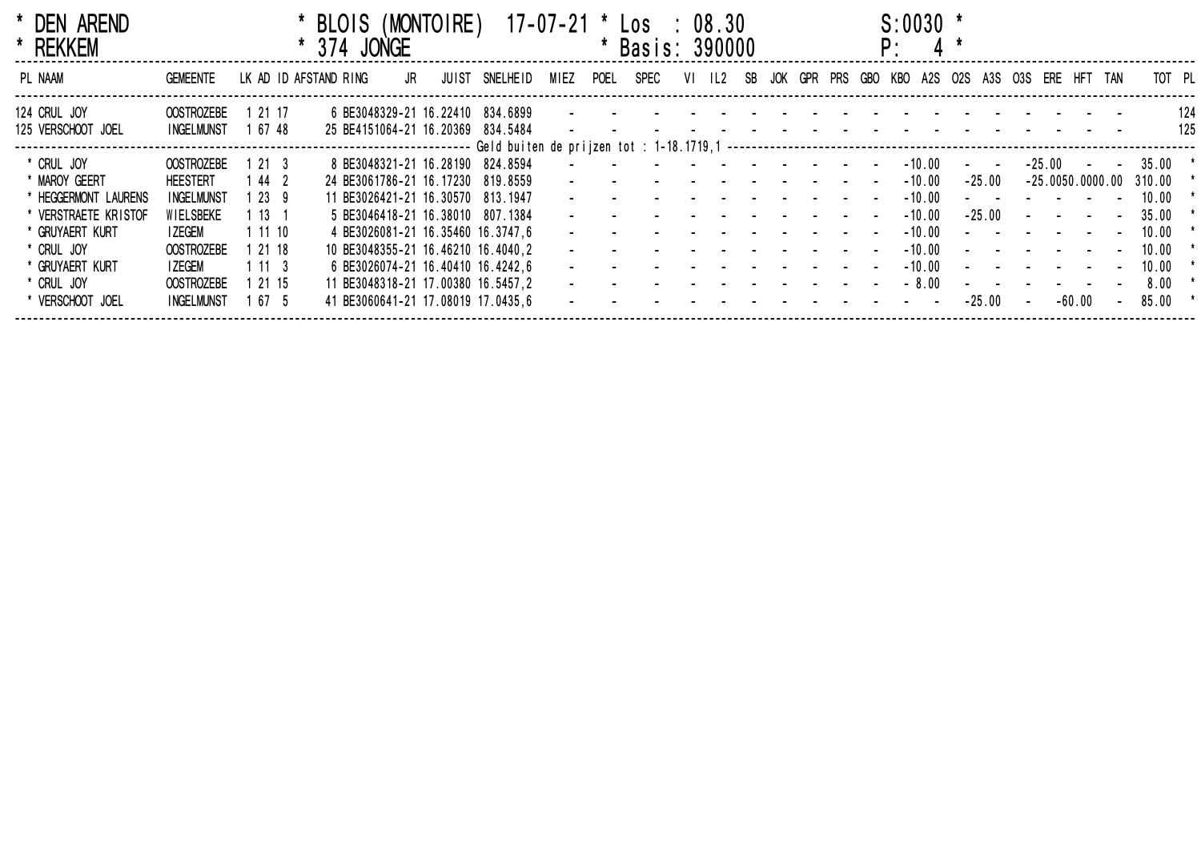| * DEN AREND | * BLOIS (MONTOIRE) 17-07-21 | * Los : 08.30 | S:0030 * |
|---|---|---|---|
| * REKKEM | * 374 JONGE | * Basis: 390000 | P: 4 * |

| PL | NAAM | GEMEENTE | LK | AD | ID | AFSTAND | RING | JR | JUIST | SNELHEID | MIEZ | POEL | SPEC | VI | IL2 | SB | JOK | GPR | PRS | GBO | KBO | A2S | O2S | A3S | O3S | ERE | HFT | TAN | TOT | PL |
|---|---|---|---|---|---|---|---|---|---|---|---|---|---|---|---|---|---|---|---|---|---|---|---|---|---|---|---|---|---|---|
| 124 | CRUL JOY | OOSTROZEBE | 1 | 21 | 17 | 6 | BE3048329-21 | | 16.22410 | 834.6899 | - | - | - | - | - | - | - | - | - | - | - | - | - | - | - | - | - | - | | 124 |
| 125 | VERSCHOOT JOEL | INGELMUNST | 1 | 67 | 48 | 25 | BE4151064-21 | | 16.20369 | 834.5484 | - | - | - | - | - | - | - | - | - | - | - | - | - | - | - | - | - | - | | 125 |

Geld buiten de prijzen tot : 1-18.1719,1

| PL | NAAM | GEMEENTE | LK | AD | ID | AFSTAND | RING | JR | JUIST | SNELHEID | MIEZ | POEL | SPEC | VI | IL2 | SB | JOK | GPR | PRS | GBO | KBO | A2S | O2S | A3S | O3S | ERE | HFT | TAN | TOT | PL |
|---|---|---|---|---|---|---|---|---|---|---|---|---|---|---|---|---|---|---|---|---|---|---|---|---|---|---|---|---|---|---|
| * | CRUL JOY | OOSTROZEBE | 1 | 21 | 3 | 8 | BE3048321-21 | | 16.28190 | 824.8594 | - | - | - | - | - | - | - | - | - | - | - | -10.00 | - | - | | -25.00 | - | - | 35.00 | * |
| * | MAROY GEERT | HEESTERT | 1 | 44 | 2 | 24 | BE3061786-21 | | 16.17230 | 819.8559 | - | - | - | - | - | - | - | - | - | - | - | -10.00 | | -25.00 | | -25.00 | 50.00 | 00.00 | 310.00 | * |
| * | HEGGERMONT LAURENS | INGELMUNST | 1 | 23 | 9 | 11 | BE3026421-21 | | 16.30570 | 813.1947 | - | - | - | - | - | - | - | - | - | - | - | -10.00 | - | - | - | - | - | - | 10.00 | * |
| * | VERSTRAETE KRISTOF | WIELSBEKE | 1 | 13 | 1 | 5 | BE3046418-21 | | 16.38010 | 807.1384 | - | - | - | - | - | - | - | - | - | - | - | -10.00 | | -25.00 | - | - | - | - | 35.00 | * |
| * | GRUYAERT KURT | IZEGEM | 1 | 11 | 10 | 4 | BE3026081-21 | | 16.35460 | 16.3747,6 | - | - | - | - | - | - | - | - | - | - | - | -10.00 | - | - | - | - | - | - | 10.00 | * |
| * | CRUL JOY | OOSTROZEBE | 1 | 21 | 18 | 10 | BE3048355-21 | | 16.46210 | 16.4040,2 | - | - | - | - | - | - | - | - | - | - | - | -10.00 | - | - | - | - | - | - | 10.00 | * |
| * | GRUYAERT KURT | IZEGEM | 1 | 11 | 3 | 6 | BE3026074-21 | | 16.40410 | 16.4242,6 | - | - | - | - | - | - | - | - | - | - | - | -10.00 | - | - | - | - | - | - | 10.00 | * |
| * | CRUL JOY | OOSTROZEBE | 1 | 21 | 15 | 11 | BE3048318-21 | | 17.00380 | 16.5457,2 | - | - | - | - | - | - | - | - | - | - | - | - 8.00 | - | - | - | - | - | - | 8.00 | * |
| * | VERSCHOOT JOEL | INGELMUNST | 1 | 67 | 5 | 41 | BE3060641-21 | | 17.08019 | 17.0435,6 | - | - | - | - | - | - | - | - | - | - | - | - | | -25.00 | - | | -60.00 | - | 85.00 | * |